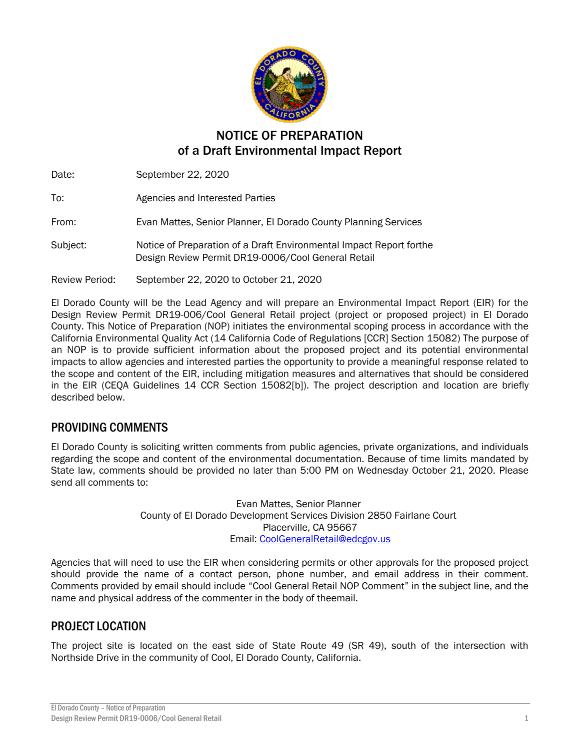# NOTICE OF PREPARATION
## of a Draft Environmental Impact Report

Date: September 22, 2020

To: Agencies and Interested Parties

From: Evan Mattes, Senior Planner, El Dorado County Planning Services

Subject: Notice of Preparation of a Draft Environmental Impact Report forthe Design Review Permit DR19-0006/Cool General Retail

Review Period: September 22, 2020 to October 21, 2020

El Dorado County will be the Lead Agency and will prepare an Environmental Impact Report (EIR) for the Design Review Permit DR19-006/Cool General Retail project (project or proposed project) in El Dorado County. This Notice of Preparation (NOP) initiates the environmental scoping process in accordance with the California Environmental Quality Act (14 California Code of Regulations [CCR] Section 15082) The purpose of an NOP is to provide sufficient information about the proposed project and its potential environmental impacts to allow agencies and interested parties the opportunity to provide a meaningful response related to the scope and content of the EIR, including mitigation measures and alternatives that should be considered in the EIR (CEQA Guidelines 14 CCR Section 15082[b]). The project description and location are briefly described below.

## PROVIDING COMMENTS

El Dorado County is soliciting written comments from public agencies, private organizations, and individuals regarding the scope and content of the environmental documentation. Because of time limits mandated by State law, comments should be provided no later than 5:00 PM on Wednesday October 21, 2020. Please send all comments to:

Evan Mattes, Senior Planner
County of El Dorado Development Services Division 2850 Fairlane Court
Placerville, CA 95667
Email: CoolGeneralRetail@edcgov.us

Agencies that will need to use the EIR when considering permits or other approvals for the proposed project should provide the name of a contact person, phone number, and email address in their comment. Comments provided by email should include "Cool General Retail NOP Comment" in the subject line, and the name and physical address of the commenter in the body of theemail.

## PROJECT LOCATION

The project site is located on the east side of State Route 49 (SR 49), south of the intersection with Northside Drive in the community of Cool, El Dorado County, California.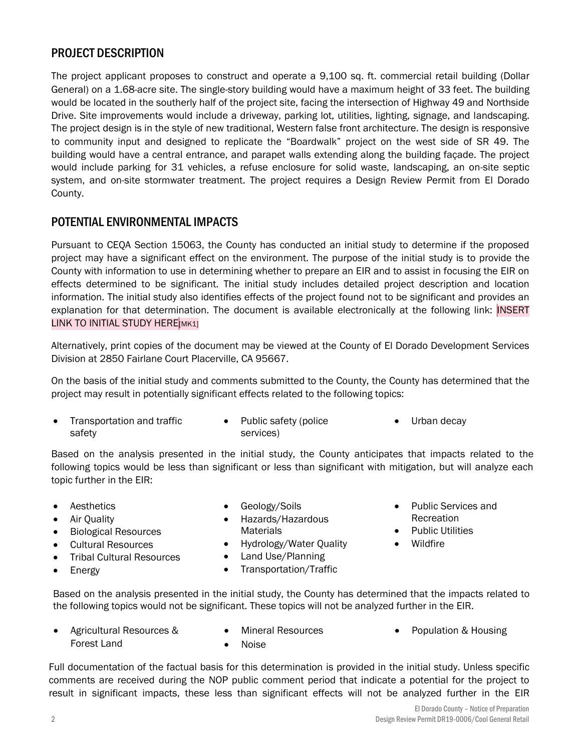## PROJECT DESCRIPTION

The project applicant proposes to construct and operate a 9,100 sq. ft. commercial retail building (Dollar General) on a 1.68-acre site. The single-story building would have a maximum height of 33 feet. The building would be located in the southerly half of the project site, facing the intersection of Highway 49 and Northside Drive. Site improvements would include a driveway, parking lot, utilities, lighting, signage, and landscaping. The project design is in the style of new traditional, Western false front architecture. The design is responsive to community input and designed to replicate the "Boardwalk" project on the west side of SR 49. The building would have a central entrance, and parapet walls extending along the building façade. The project would include parking for 31 vehicles, a refuse enclosure for solid waste, landscaping, an on-site septic system, and on-site stormwater treatment. The project requires a Design Review Permit from El Dorado County.

## POTENTIAL ENVIRONMENTAL IMPACTS

Pursuant to CEQA Section 15063, the County has conducted an initial study to determine if the proposed project may have a significant effect on the environment. The purpose of the initial study is to provide the County with information to use in determining whether to prepare an EIR and to assist in focusing the EIR on effects determined to be significant. The initial study includes detailed project description and location information. The initial study also identifies effects of the project found not to be significant and provides an explanation for that determination. The document is available electronically at the following link: INSERT LINK TO INITIAL STUDY HERE[MK1]

Alternatively, print copies of the document may be viewed at the County of El Dorado Development Services Division at 2850 Fairlane Court Placerville, CA 95667.

On the basis of the initial study and comments submitted to the County, the County has determined that the project may result in potentially significant effects related to the following topics:

- Transportation and traffic safety
- Public safety (police services)
- Urban decay

Based on the analysis presented in the initial study, the County anticipates that impacts related to the following topics would be less than significant or less than significant with mitigation, but will analyze each topic further in the EIR:

- Aesthetics
- Air Quality
- Biological Resources
- Cultural Resources
- Tribal Cultural Resources
- Energy
- Geology/Soils
- Hazards/Hazardous Materials
- Hydrology/Water Quality
- Land Use/Planning
- Transportation/Traffic
- Public Services and Recreation
- Public Utilities
- Wildfire

Based on the analysis presented in the initial study, the County has determined that the impacts related to the following topics would not be significant. These topics will not be analyzed further in the EIR.

- Agricultural Resources & Forest Land
- Mineral Resources
- Noise
- Population & Housing

Full documentation of the factual basis for this determination is provided in the initial study. Unless specific comments are received during the NOP public comment period that indicate a potential for the project to result in significant impacts, these less than significant effects will not be analyzed further in the EIR